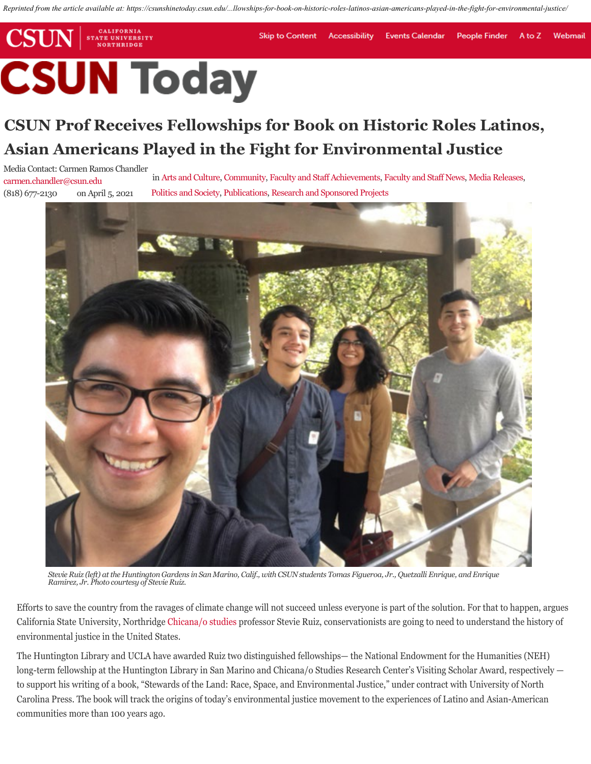Reprinted from the article available at: https://csunshinetoday.csun.edu/...llowships-for-book-on-historic-roles-latinos-asian-americans-played-in-the-fight-for-environmental-justice/

CSUN CALIFORNIA STATE UNIVERSITY NORTHRIDGE

Skip to Content Accessibility Events Calendar People Finder A to Z Webmail

# CSUN Today

## CSUN Prof Receives Fellowships for Book on Historic Roles Latinos, Asian Americans Played in the Fight for Environmental Justice

Media Contact: Carmen Ramos Chandler
carmen.chandler@csun.edu
(818) 677-2130 on April 5, 2021

in Arts and Culture, Community, Faculty and Staff Achievements, Faculty and Staff News, Media Releases, Politics and Society, Publications, Research and Sponsored Projects

*Stevie Ruiz (left) at the Huntington Gardens in San Marino, Calif., with CSUN students Tomas Figueroa, Jr., Quetzalli Enrique, and Enrique Ramirez, Jr. Photo courtesy of Stevie Ruiz.*

Efforts to save the country from the ravages of climate change will not succeed unless everyone is part of the solution. For that to happen, argues California State University, Northridge Chicana/o studies professor Stevie Ruiz, conservationists are going to need to understand the history of environmental justice in the United States.

The Huntington Library and UCLA have awarded Ruiz two distinguished fellowships— the National Endowment for the Humanities (NEH) long-term fellowship at the Huntington Library in San Marino and Chicana/o Studies Research Center's Visiting Scholar Award, respectively — to support his writing of a book, "Stewards of the Land: Race, Space, and Environmental Justice," under contract with University of North Carolina Press. The book will track the origins of today's environmental justice movement to the experiences of Latino and Asian-American communities more than 100 years ago.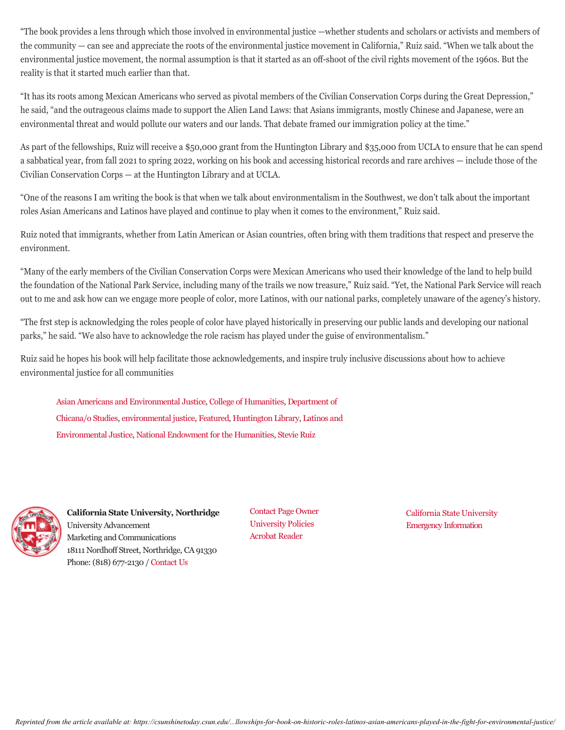"The book provides a lens through which those involved in environmental justice —whether students and scholars or activists and members of the community — can see and appreciate the roots of the environmental justice movement in California," Ruiz said. "When we talk about the environmental justice movement, the normal assumption is that it started as an off-shoot of the civil rights movement of the 1960s. But the reality is that it started much earlier than that.

"It has its roots among Mexican Americans who served as pivotal members of the Civilian Conservation Corps during the Great Depression," he said, "and the outrageous claims made to support the Alien Land Laws: that Asians immigrants, mostly Chinese and Japanese, were an environmental threat and would pollute our waters and our lands. That debate framed our immigration policy at the time."

As part of the fellowships, Ruiz will receive a $50,000 grant from the Huntington Library and $35,000 from UCLA to ensure that he can spend a sabbatical year, from fall 2021 to spring 2022, working on his book and accessing historical records and rare archives — include those of the Civilian Conservation Corps — at the Huntington Library and at UCLA.

"One of the reasons I am writing the book is that when we talk about environmentalism in the Southwest, we don't talk about the important roles Asian Americans and Latinos have played and continue to play when it comes to the environment," Ruiz said.

Ruiz noted that immigrants, whether from Latin American or Asian countries, often bring with them traditions that respect and preserve the environment.

"Many of the early members of the Civilian Conservation Corps were Mexican Americans who used their knowledge of the land to help build the foundation of the National Park Service, including many of the trails we now treasure," Ruiz said. "Yet, the National Park Service will reach out to me and ask how can we engage more people of color, more Latinos, with our national parks, completely unaware of the agency's history.

"The frst step is acknowledging the roles people of color have played historically in preserving our public lands and developing our national parks," he said. "We also have to acknowledge the role racism has played under the guise of environmentalism."

Ruiz said he hopes his book will help facilitate those acknowledgements, and inspire truly inclusive discussions about how to achieve environmental justice for all communities

Asian Americans and Environmental Justice, College of Humanities, Department of Chicana/o Studies, environmental justice, Featured, Huntington Library, Latinos and Environmental Justice, National Endowment for the Humanities, Stevie Ruiz

**California State University, Northridge**
University Advancement
Marketing and Communications
18111 Nordhoff Street, Northridge, CA 91330
Phone: (818) 677-2130 / Contact Us

Contact Page Owner
University Policies
Acrobat Reader

California State University
Emergency Information

*Reprinted from the article available at: https://csunshinetoday.csun.edu/...llowships-for-book-on-historic-roles-latinos-asian-americans-played-in-the-fight-for-environmental-justice/*